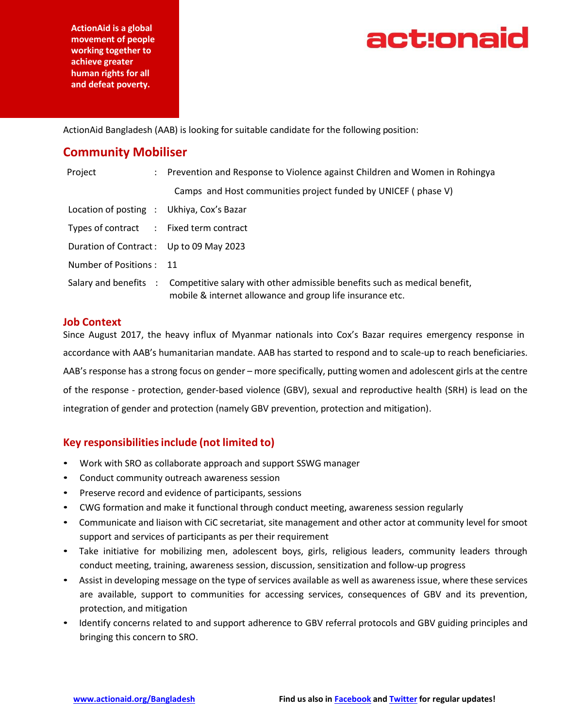ActionAid is a global movement of people working together to achieve greater human rights for all and defeat poverty.

actionaid

ActionAid Bangladesh (AAB) is looking for suitable candidate for the following position:

## Community Mobiliser

| | |
|---|---|
| Project | : Prevention and Response to Violence against Children and Women in Rohingya Camps and Host communities project funded by UNICEF ( phase V) |
| Location of posting | : Ukhiya, Cox's Bazar |
| Types of contract | : Fixed term contract |
| Duration of Contract | : Up to 09 May 2023 |
| Number of Positions | : 11 |
| Salary and benefits | : Competitive salary with other admissible benefits such as medical benefit, mobile & internet allowance and group life insurance etc. |

### Job Context

Since August 2017, the heavy influx of Myanmar nationals into Cox's Bazar requires emergency response in accordance with AAB's humanitarian mandate. AAB has started to respond and to scale-up to reach beneficiaries. AAB's response has a strong focus on gender – more specifically, putting women and adolescent girls at the centre of the response - protection, gender-based violence (GBV), sexual and reproductive health (SRH) is lead on the integration of gender and protection (namely GBV prevention, protection and mitigation).

### Key responsibilities include (not limited to)

- Work with SRO as collaborate approach and support SSWG manager
- Conduct community outreach awareness session
- Preserve record and evidence of participants, sessions
- CWG formation and make it functional through conduct meeting, awareness session regularly
- Communicate and liaison with CiC secretariat, site management and other actor at community level for smoot support and services of participants as per their requirement
- Take initiative for mobilizing men, adolescent boys, girls, religious leaders, community leaders through conduct meeting, training, awareness session, discussion, sensitization and follow-up progress
- Assist in developing message on the type of services available as well as awareness issue, where these services are available, support to communities for accessing services, consequences of GBV and its prevention, protection, and mitigation
- Identify concerns related to and support adherence to GBV referral protocols and GBV guiding principles and bringing this concern to SRO.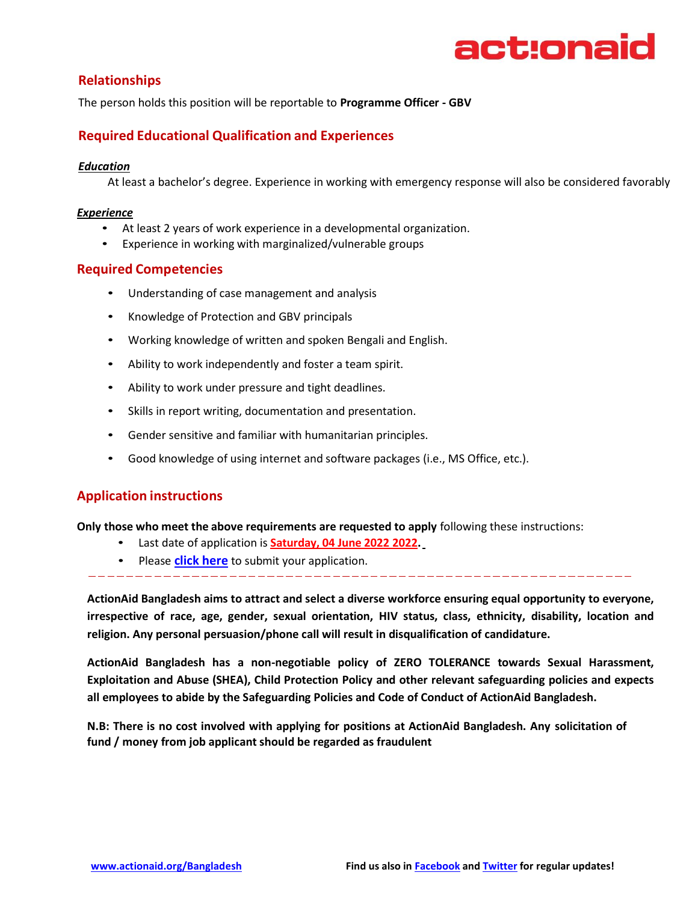## Relationships

The person holds this position will be reportable to **Programme Officer - GBV**

## Required Educational Qualification and Experiences

***Education***

At least a bachelor's degree. Experience in working with emergency response will also be considered favorably

***Experience***

- At least 2 years of work experience in a developmental organization.
- Experience in working with marginalized/vulnerable groups

## Required Competencies

- Understanding of case management and analysis
- Knowledge of Protection and GBV principals
- Working knowledge of written and spoken Bengali and English.
- Ability to work independently and foster a team spirit.
- Ability to work under pressure and tight deadlines.
- Skills in report writing, documentation and presentation.
- Gender sensitive and familiar with humanitarian principles.
- Good knowledge of using internet and software packages (i.e., MS Office, etc.).

## Application instructions

**Only those who meet the above requirements are requested to apply** following these instructions:

- Last date of application is **Saturday, 04 June 2022 2022**.
- Please **click here** to submit your application.

---

**ActionAid Bangladesh aims to attract and select a diverse workforce ensuring equal opportunity to everyone, irrespective of race, age, gender, sexual orientation, HIV status, class, ethnicity, disability, location and religion. Any personal persuasion/phone call will result in disqualification of candidature.**

**ActionAid Bangladesh has a non-negotiable policy of ZERO TOLERANCE towards Sexual Harassment, Exploitation and Abuse (SHEA), Child Protection Policy and other relevant safeguarding policies and expects all employees to abide by the Safeguarding Policies and Code of Conduct of ActionAid Bangladesh.**

**N.B: There is no cost involved with applying for positions at ActionAid Bangladesh. Any solicitation of fund / money from job applicant should be regarded as fraudulent**

www.actionaid.org/Bangladesh **Find us also in Facebook and Twitter for regular updates!**